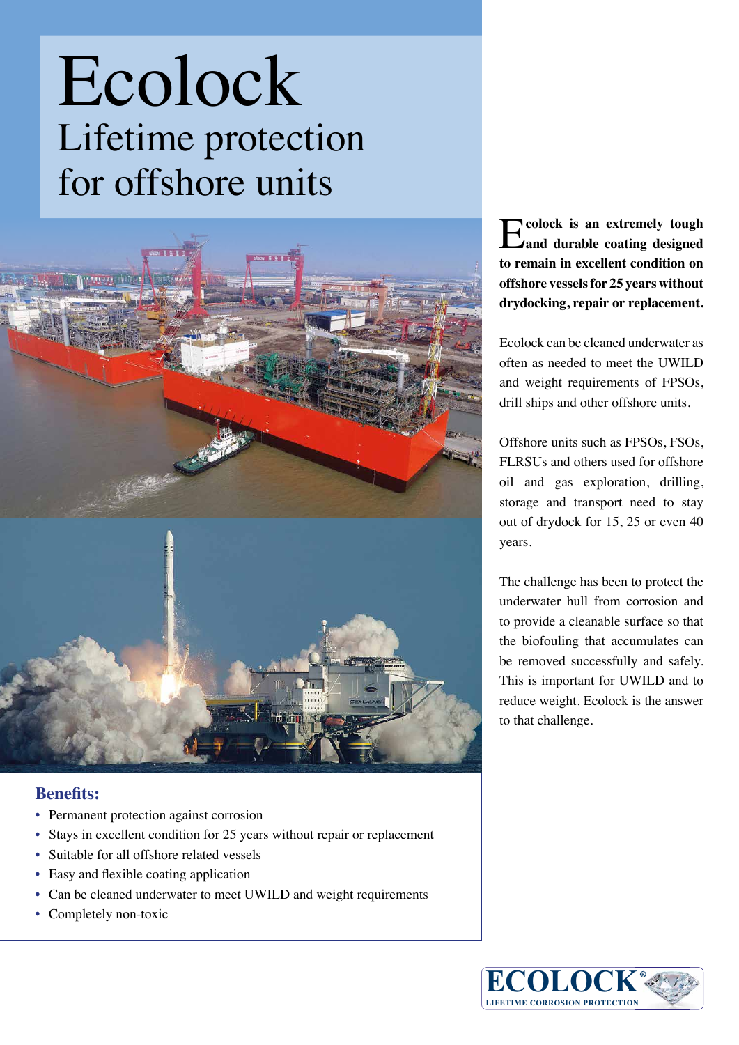# Ecolock

## Lifetime protection for offshore units

**Ecolock is an extremely tough and durable coating designed to remain in excellent condition on offshore vessels for 25 years without drydocking, repair or replacement.**

Ecolock can be cleaned underwater as often as needed to meet the UWILD and weight requirements of FPSOs, drill ships and other offshore units.

Offshore units such as FPSOs, FSOs, FLRSUs and others used for offshore oil and gas exploration, drilling, storage and transport need to stay out of drydock for 15, 25 or even 40 years.

The challenge has been to protect the underwater hull from corrosion and to provide a cleanable surface so that the biofouling that accumulates can be removed successfully and safely. This is important for UWILD and to reduce weight. Ecolock is the answer to that challenge.

### Benefits:

- Permanent protection against corrosion
- Stays in excellent condition for 25 years without repair or replacement
- Suitable for all offshore related vessels
- Easy and flexible coating application
- Can be cleaned underwater to meet UWILD and weight requirements
- Completely non-toxic

ECOLOCK®
LIFETIME CORROSION PROTECTION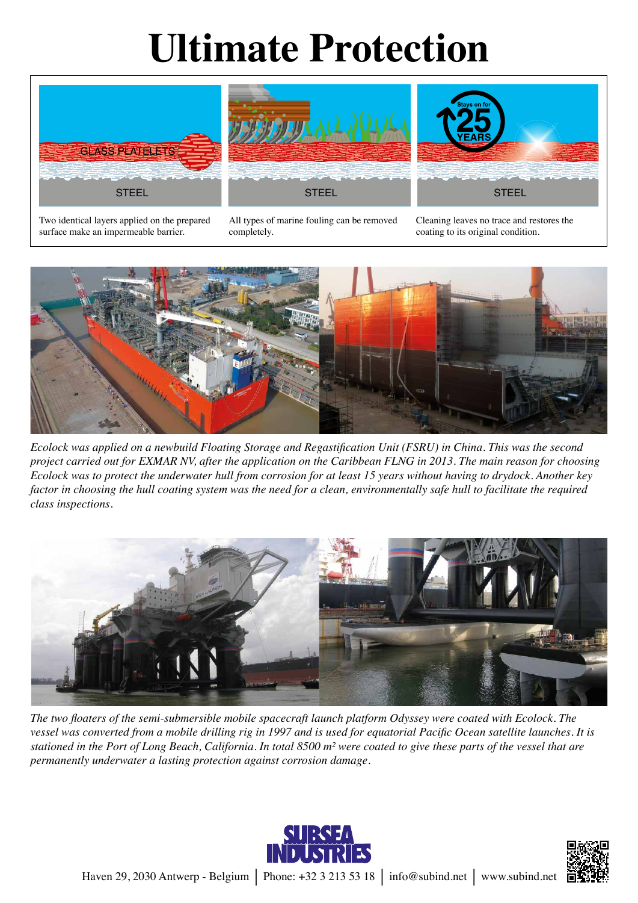# Ultimate Protection

GLASS PLATELETS

STEEL

Two identical layers applied on the prepared surface make an impermeable barrier.

STEEL

All types of marine fouling can be removed completely.

Stays on for 25 YEARS

STEEL

Cleaning leaves no trace and restores the coating to its original condition.

*Ecolock was applied on a newbuild Floating Storage and Regastification Unit (FSRU) in China. This was the second project carried out for EXMAR NV, after the application on the Caribbean FLNG in 2013. The main reason for choosing Ecolock was to protect the underwater hull from corrosion for at least 15 years without having to drydock. Another key factor in choosing the hull coating system was the need for a clean, environmentally safe hull to facilitate the required class inspections.*

*The two floaters of the semi-submersible mobile spacecraft launch platform Odyssey were coated with Ecolock. The vessel was converted from a mobile drilling rig in 1997 and is used for equatorial Pacific Ocean satellite launches. It is stationed in the Port of Long Beach, California. In total 8500 m² were coated to give these parts of the vessel that are permanently underwater a lasting protection against corrosion damage.*

SUBSEA INDUSTRIES

Haven 29, 2030 Antwerp - Belgium | Phone: +32 3 213 53 18 | info@subind.net | www.subind.net